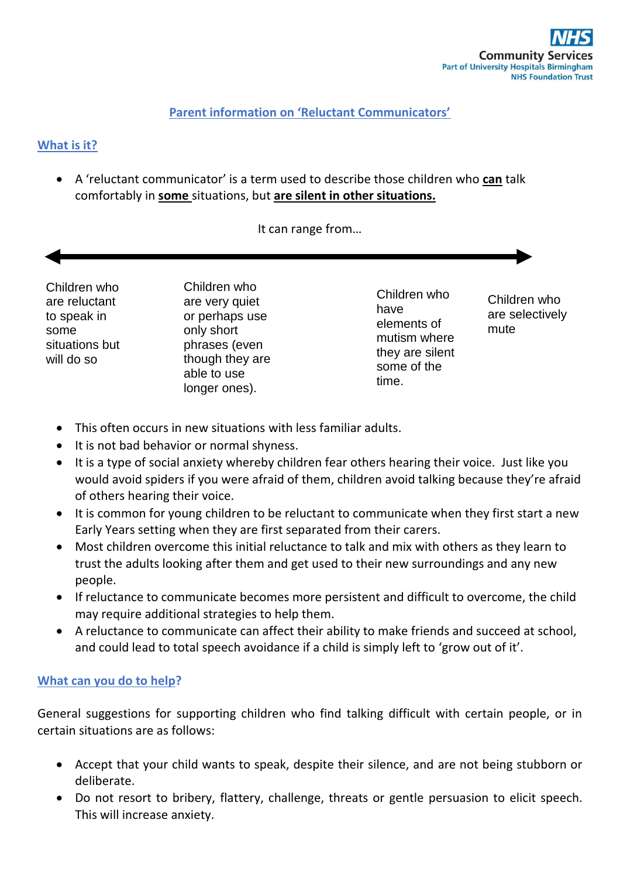## Parent information on 'Reluctant Communicators'

### What is it?

- A 'reluctant communicator' is a term used to describe those children who **can** talk comfortably in **some** situations, but **are silent in other situations.**

It can range from…

| Children who are reluctant to speak in some situations but will do so | Children who are very quiet or perhaps use only short phrases (even though they are able to use longer ones). | Children who have elements of mutism where they are silent some of the time. | Children who are selectively mute |
|---|---|---|---|

- This often occurs in new situations with less familiar adults.
- It is not bad behavior or normal shyness.
- It is a type of social anxiety whereby children fear others hearing their voice. Just like you would avoid spiders if you were afraid of them, children avoid talking because they're afraid of others hearing their voice.
- It is common for young children to be reluctant to communicate when they first start a new Early Years setting when they are first separated from their carers.
- Most children overcome this initial reluctance to talk and mix with others as they learn to trust the adults looking after them and get used to their new surroundings and any new people.
- If reluctance to communicate becomes more persistent and difficult to overcome, the child may require additional strategies to help them.
- A reluctance to communicate can affect their ability to make friends and succeed at school, and could lead to total speech avoidance if a child is simply left to 'grow out of it'.

### What can you do to help?

General suggestions for supporting children who find talking difficult with certain people, or in certain situations are as follows:

- Accept that your child wants to speak, despite their silence, and are not being stubborn or deliberate.
- Do not resort to bribery, flattery, challenge, threats or gentle persuasion to elicit speech. This will increase anxiety.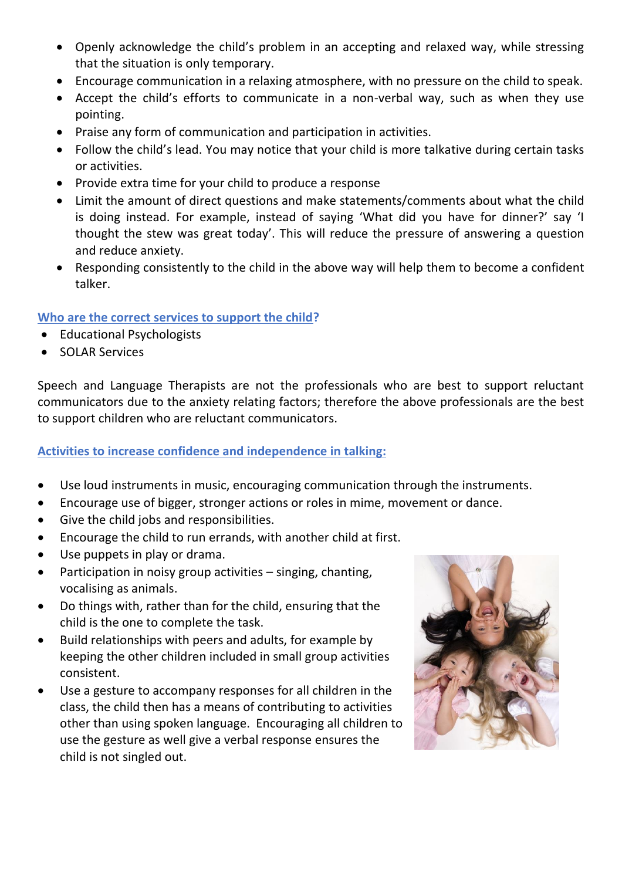- Openly acknowledge the child's problem in an accepting and relaxed way, while stressing that the situation is only temporary.
- Encourage communication in a relaxing atmosphere, with no pressure on the child to speak.
- Accept the child's efforts to communicate in a non-verbal way, such as when they use pointing.
- Praise any form of communication and participation in activities.
- Follow the child's lead. You may notice that your child is more talkative during certain tasks or activities.
- Provide extra time for your child to produce a response
- Limit the amount of direct questions and make statements/comments about what the child is doing instead. For example, instead of saying 'What did you have for dinner?' say 'I thought the stew was great today'. This will reduce the pressure of answering a question and reduce anxiety.
- Responding consistently to the child in the above way will help them to become a confident talker.

## Who are the correct services to support the child?

- Educational Psychologists
- SOLAR Services

Speech and Language Therapists are not the professionals who are best to support reluctant communicators due to the anxiety relating factors; therefore the above professionals are the best to support children who are reluctant communicators.

## Activities to increase confidence and independence in talking:

- Use loud instruments in music, encouraging communication through the instruments.
- Encourage use of bigger, stronger actions or roles in mime, movement or dance.
- Give the child jobs and responsibilities.
- Encourage the child to run errands, with another child at first.
- Use puppets in play or drama.
- Participation in noisy group activities – singing, chanting, vocalising as animals.
- Do things with, rather than for the child, ensuring that the child is the one to complete the task.
- Build relationships with peers and adults, for example by keeping the other children included in small group activities consistent.
- Use a gesture to accompany responses for all children in the class, the child then has a means of contributing to activities other than using spoken language. Encouraging all children to use the gesture as well give a verbal response ensures the child is not singled out.